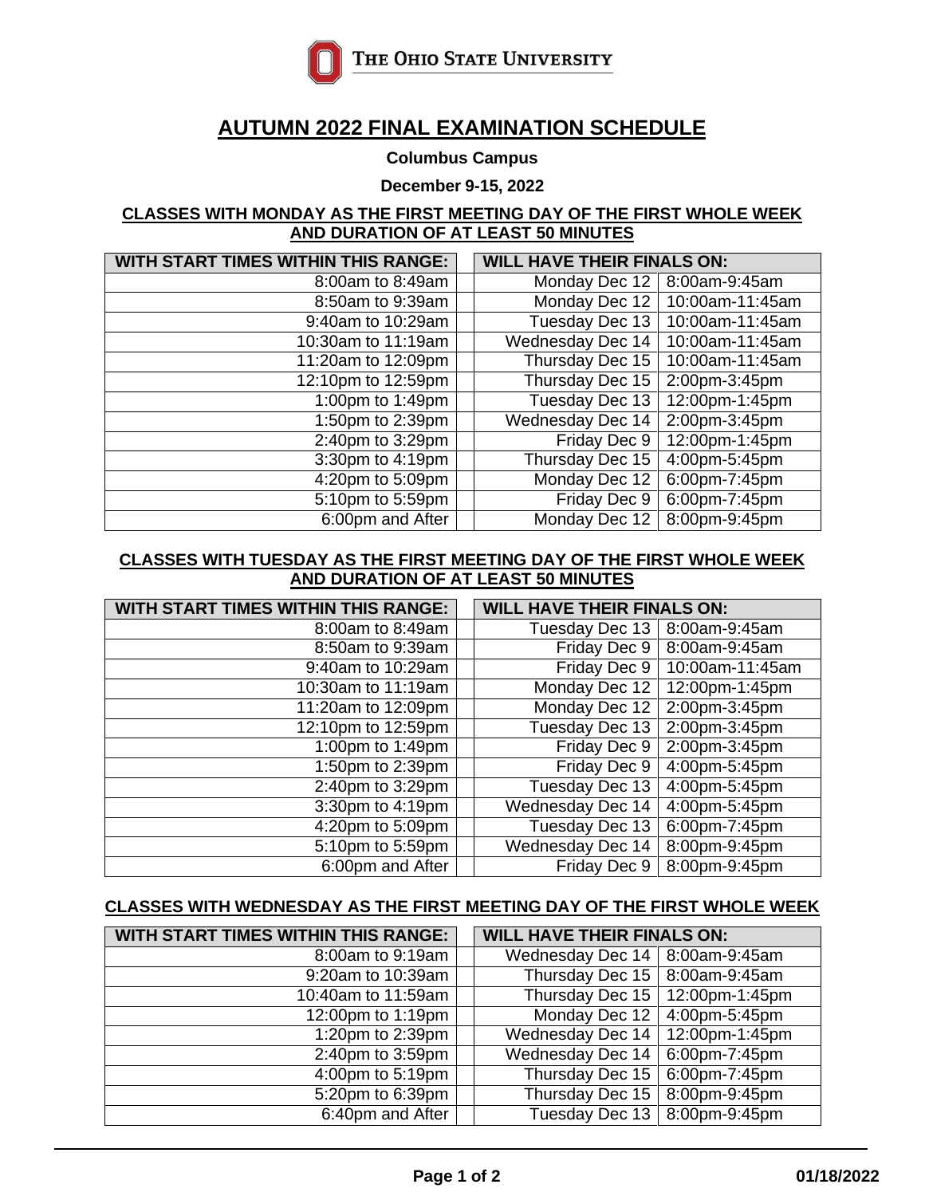The Ohio State University

# AUTUMN 2022 FINAL EXAMINATION SCHEDULE

**Columbus Campus**

**December 9-15, 2022**

## CLASSES WITH MONDAY AS THE FIRST MEETING DAY OF THE FIRST WHOLE WEEK AND DURATION OF AT LEAST 50 MINUTES

| WITH START TIMES WITHIN THIS RANGE: | WILL HAVE THEIR FINALS ON: | |
|---|---|---|
| 8:00am to 8:49am | Monday Dec 12 | 8:00am-9:45am |
| 8:50am to 9:39am | Monday Dec 12 | 10:00am-11:45am |
| 9:40am to 10:29am | Tuesday Dec 13 | 10:00am-11:45am |
| 10:30am to 11:19am | Wednesday Dec 14 | 10:00am-11:45am |
| 11:20am to 12:09pm | Thursday Dec 15 | 10:00am-11:45am |
| 12:10pm to 12:59pm | Thursday Dec 15 | 2:00pm-3:45pm |
| 1:00pm to 1:49pm | Tuesday Dec 13 | 12:00pm-1:45pm |
| 1:50pm to 2:39pm | Wednesday Dec 14 | 2:00pm-3:45pm |
| 2:40pm to 3:29pm | Friday Dec 9 | 12:00pm-1:45pm |
| 3:30pm to 4:19pm | Thursday Dec 15 | 4:00pm-5:45pm |
| 4:20pm to 5:09pm | Monday Dec 12 | 6:00pm-7:45pm |
| 5:10pm to 5:59pm | Friday Dec 9 | 6:00pm-7:45pm |
| 6:00pm and After | Monday Dec 12 | 8:00pm-9:45pm |

## CLASSES WITH TUESDAY AS THE FIRST MEETING DAY OF THE FIRST WHOLE WEEK AND DURATION OF AT LEAST 50 MINUTES

| WITH START TIMES WITHIN THIS RANGE: | WILL HAVE THEIR FINALS ON: | |
|---|---|---|
| 8:00am to 8:49am | Tuesday Dec 13 | 8:00am-9:45am |
| 8:50am to 9:39am | Friday Dec 9 | 8:00am-9:45am |
| 9:40am to 10:29am | Friday Dec 9 | 10:00am-11:45am |
| 10:30am to 11:19am | Monday Dec 12 | 12:00pm-1:45pm |
| 11:20am to 12:09pm | Monday Dec 12 | 2:00pm-3:45pm |
| 12:10pm to 12:59pm | Tuesday Dec 13 | 2:00pm-3:45pm |
| 1:00pm to 1:49pm | Friday Dec 9 | 2:00pm-3:45pm |
| 1:50pm to 2:39pm | Friday Dec 9 | 4:00pm-5:45pm |
| 2:40pm to 3:29pm | Tuesday Dec 13 | 4:00pm-5:45pm |
| 3:30pm to 4:19pm | Wednesday Dec 14 | 4:00pm-5:45pm |
| 4:20pm to 5:09pm | Tuesday Dec 13 | 6:00pm-7:45pm |
| 5:10pm to 5:59pm | Wednesday Dec 14 | 8:00pm-9:45pm |
| 6:00pm and After | Friday Dec 9 | 8:00pm-9:45pm |

## CLASSES WITH WEDNESDAY AS THE FIRST MEETING DAY OF THE FIRST WHOLE WEEK

| WITH START TIMES WITHIN THIS RANGE: | WILL HAVE THEIR FINALS ON: | |
|---|---|---|
| 8:00am to 9:19am | Wednesday Dec 14 | 8:00am-9:45am |
| 9:20am to 10:39am | Thursday Dec 15 | 8:00am-9:45am |
| 10:40am to 11:59am | Thursday Dec 15 | 12:00pm-1:45pm |
| 12:00pm to 1:19pm | Monday Dec 12 | 4:00pm-5:45pm |
| 1:20pm to 2:39pm | Wednesday Dec 14 | 12:00pm-1:45pm |
| 2:40pm to 3:59pm | Wednesday Dec 14 | 6:00pm-7:45pm |
| 4:00pm to 5:19pm | Thursday Dec 15 | 6:00pm-7:45pm |
| 5:20pm to 6:39pm | Thursday Dec 15 | 8:00pm-9:45pm |
| 6:40pm and After | Tuesday Dec 13 | 8:00pm-9:45pm |

01/18/2022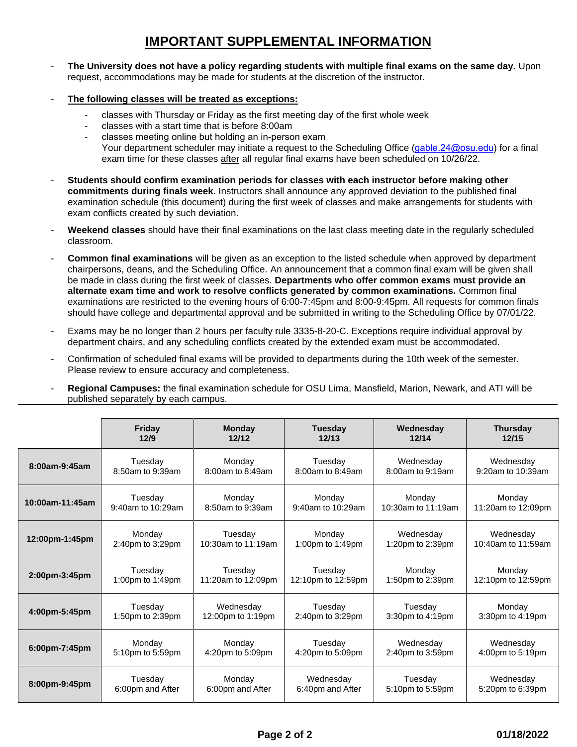# IMPORTANT SUPPLEMENTAL INFORMATION

- **The University does not have a policy regarding students with multiple final exams on the same day.** Upon request, accommodations may be made for students at the discretion of the instructor.
- **The following classes will be treated as exceptions:**
  - classes with Thursday or Friday as the first meeting day of the first whole week
  - classes with a start time that is before 8:00am
  - classes meeting online but holding an in-person exam
    Your department scheduler may initiate a request to the Scheduling Office (gable.24@osu.edu) for a final exam time for these classes after all regular final exams have been scheduled on 10/26/22.
- **Students should confirm examination periods for classes with each instructor before making other commitments during finals week.** Instructors shall announce any approved deviation to the published final examination schedule (this document) during the first week of classes and make arrangements for students with exam conflicts created by such deviation.
- **Weekend classes** should have their final examinations on the last class meeting date in the regularly scheduled classroom.
- **Common final examinations** will be given as an exception to the listed schedule when approved by department chairpersons, deans, and the Scheduling Office. An announcement that a common final exam will be given shall be made in class during the first week of classes. **Departments who offer common exams must provide an alternate exam time and work to resolve conflicts generated by common examinations.** Common final examinations are restricted to the evening hours of 6:00-7:45pm and 8:00-9:45pm. All requests for common finals should have college and departmental approval and be submitted in writing to the Scheduling Office by 07/01/22.
- Exams may be no longer than 2 hours per faculty rule 3335-8-20-C. Exceptions require individual approval by department chairs, and any scheduling conflicts created by the extended exam must be accommodated.
- Confirmation of scheduled final exams will be provided to departments during the 10th week of the semester. Please review to ensure accuracy and completeness.
- **Regional Campuses:** the final examination schedule for OSU Lima, Mansfield, Marion, Newark, and ATI will be published separately by each campus.

| | **Friday 12/9** | **Monday 12/12** | **Tuesday 12/13** | **Wednesday 12/14** | **Thursday 12/15** |
|---|---|---|---|---|---|
| **8:00am-9:45am** | Tuesday 8:50am to 9:39am | Monday 8:00am to 8:49am | Tuesday 8:00am to 8:49am | Wednesday 8:00am to 9:19am | Wednesday 9:20am to 10:39am |
| **10:00am-11:45am** | Tuesday 9:40am to 10:29am | Monday 8:50am to 9:39am | Monday 9:40am to 10:29am | Monday 10:30am to 11:19am | Monday 11:20am to 12:09pm |
| **12:00pm-1:45pm** | Monday 2:40pm to 3:29pm | Tuesday 10:30am to 11:19am | Monday 1:00pm to 1:49pm | Wednesday 1:20pm to 2:39pm | Wednesday 10:40am to 11:59am |
| **2:00pm-3:45pm** | Tuesday 1:00pm to 1:49pm | Tuesday 11:20am to 12:09pm | Tuesday 12:10pm to 12:59pm | Monday 1:50pm to 2:39pm | Monday 12:10pm to 12:59pm |
| **4:00pm-5:45pm** | Tuesday 1:50pm to 2:39pm | Wednesday 12:00pm to 1:19pm | Tuesday 2:40pm to 3:29pm | Tuesday 3:30pm to 4:19pm | Monday 3:30pm to 4:19pm |
| **6:00pm-7:45pm** | Monday 5:10pm to 5:59pm | Monday 4:20pm to 5:09pm | Tuesday 4:20pm to 5:09pm | Wednesday 2:40pm to 3:59pm | Wednesday 4:00pm to 5:19pm |
| **8:00pm-9:45pm** | Tuesday 6:00pm and After | Monday 6:00pm and After | Wednesday 6:40pm and After | Tuesday 5:10pm to 5:59pm | Wednesday 5:20pm to 6:39pm |

01/18/2022